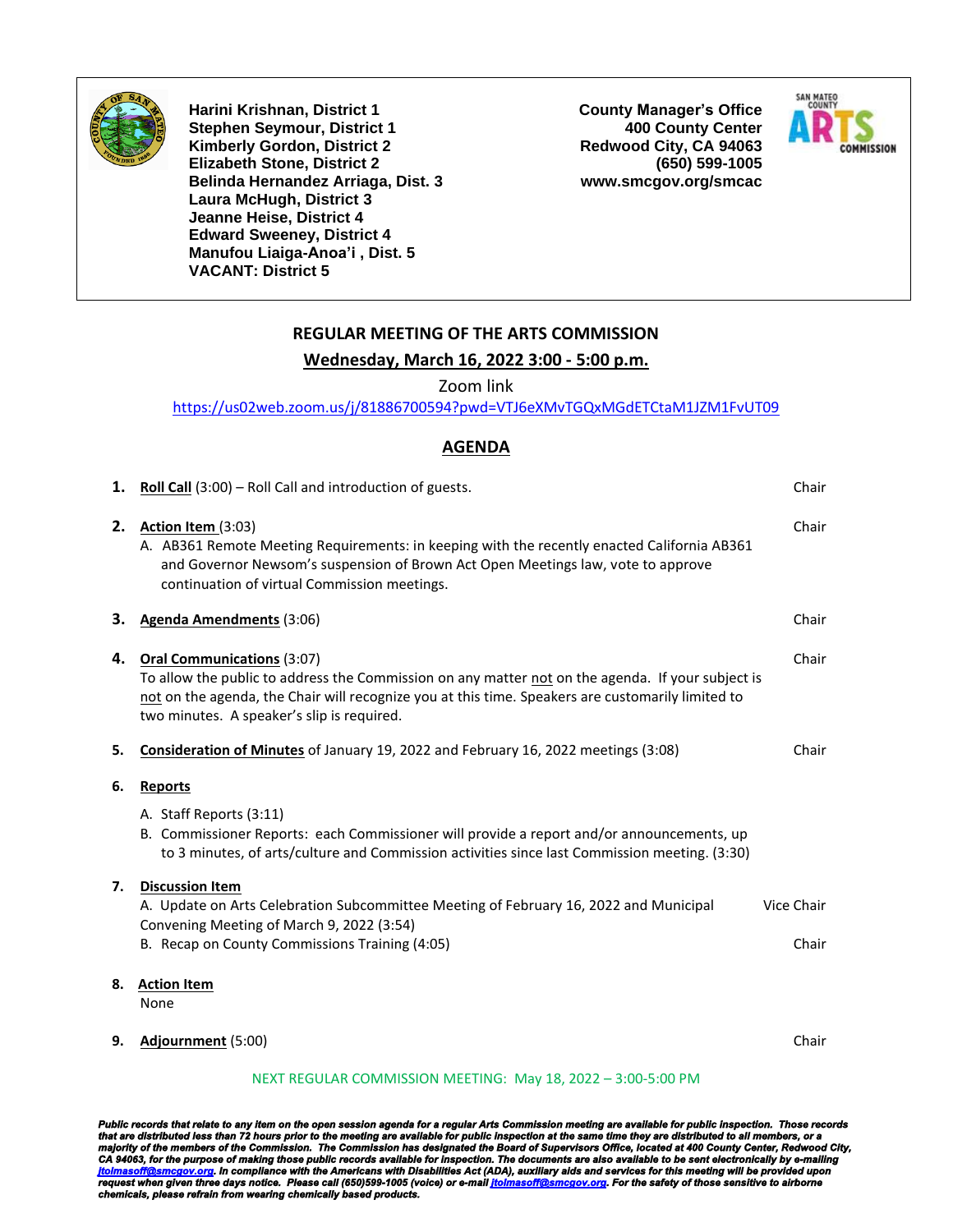**Harini Krishnan, District 1**
**Stephen Seymour, District 1**
**Kimberly Gordon, District 2**
**Elizabeth Stone, District 2**
**Belinda Hernandez Arriaga, Dist. 3**
**Laura McHugh, District 3**
**Jeanne Heise, District 4**
**Edward Sweeney, District 4**
**Manufou Liaiga-Anoa'i , Dist. 5**
**VACANT: District 5**

**County Manager's Office**
**400 County Center**
**Redwood City, CA 94063**
**(650) 599-1005**
**www.smcgov.org/smcac**

## REGULAR MEETING OF THE ARTS COMMISSION

**Wednesday, March 16, 2022 3:00 - 5:00 p.m.**

Zoom link
https://us02web.zoom.us/j/81886700594?pwd=VTJ6eXMvTGQxMGdETCtaM1JZM1FvUT09

## AGENDA

1. **Roll Call** (3:00) – Roll Call and introduction of guests. — Chair

2. **Action Item** (3:03) — Chair
   A. AB361 Remote Meeting Requirements: in keeping with the recently enacted California AB361 and Governor Newsom's suspension of Brown Act Open Meetings law, vote to approve continuation of virtual Commission meetings.

3. **Agenda Amendments** (3:06) — Chair

4. **Oral Communications** (3:07) — Chair
   To allow the public to address the Commission on any matter not on the agenda. If your subject is not on the agenda, the Chair will recognize you at this time. Speakers are customarily limited to two minutes. A speaker's slip is required.

5. **Consideration of Minutes** of January 19, 2022 and February 16, 2022 meetings (3:08) — Chair

6. **Reports**
   A. Staff Reports (3:11)
   B. Commissioner Reports: each Commissioner will provide a report and/or announcements, up to 3 minutes, of arts/culture and Commission activities since last Commission meeting. (3:30)

7. **Discussion Item**
   A. Update on Arts Celebration Subcommittee Meeting of February 16, 2022 and Municipal Convening Meeting of March 9, 2022 (3:54) — Vice Chair
   B. Recap on County Commissions Training (4:05) — Chair

8. **Action Item**
   None

9. **Adjournment** (5:00) — Chair

NEXT REGULAR COMMISSION MEETING: May 18, 2022 – 3:00-5:00 PM

***Public records that relate to any item on the open session agenda for a regular Arts Commission meeting are available for public inspection. Those records that are distributed less than 72 hours prior to the meeting are available for public inspection at the same time they are distributed to all members, or a majority of the members of the Commission. The Commission has designated the Board of Supervisors Office, located at 400 County Center, Redwood City, CA 94063, for the purpose of making those public records available for inspection. The documents are also available to be sent electronically by e-mailing jtolmasoff@smcgov.org. In compliance with the Americans with Disabilities Act (ADA), auxiliary aids and services for this meeting will be provided upon request when given three days notice. Please call (650)599-1005 (voice) or e-mail jtolmasoff@smcgov.org. For the safety of those sensitive to airborne chemicals, please refrain from wearing chemically based products.***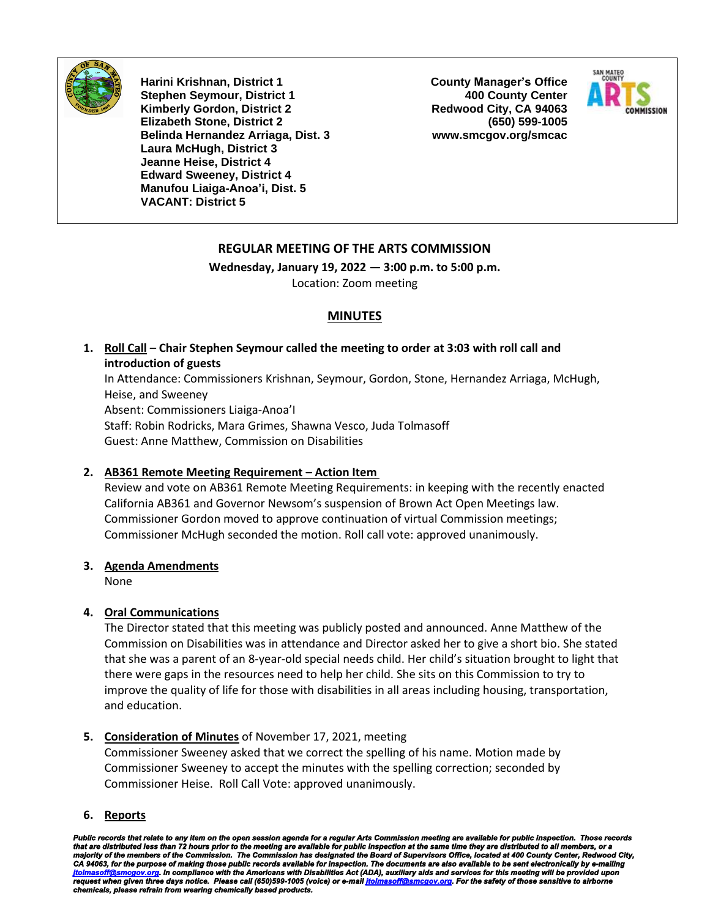Harini Krishnan, District 1
Stephen Seymour, District 1
Kimberly Gordon, District 2
Elizabeth Stone, District 2
Belinda Hernandez Arriaga, Dist. 3
Laura McHugh, District 3
Jeanne Heise, District 4
Edward Sweeney, District 4
Manufou Liaiga-Anoa'i, Dist. 5
VACANT: District 5

County Manager's Office
400 County Center
Redwood City, CA 94063
(650) 599-1005
www.smcgov.org/smcac

## REGULAR MEETING OF THE ARTS COMMISSION

**Wednesday, January 19, 2022 — 3:00 p.m. to 5:00 p.m.**

Location: Zoom meeting

## MINUTES

1. **Roll Call** – **Chair Stephen Seymour called the meeting to order at 3:03 with roll call and introduction of guests**
   In Attendance: Commissioners Krishnan, Seymour, Gordon, Stone, Hernandez Arriaga, McHugh, Heise, and Sweeney
   Absent: Commissioners Liaiga-Anoa'I
   Staff: Robin Rodricks, Mara Grimes, Shawna Vesco, Juda Tolmasoff
   Guest: Anne Matthew, Commission on Disabilities

2. **AB361 Remote Meeting Requirement – Action Item**
   Review and vote on AB361 Remote Meeting Requirements: in keeping with the recently enacted California AB361 and Governor Newsom's suspension of Brown Act Open Meetings law. Commissioner Gordon moved to approve continuation of virtual Commission meetings; Commissioner McHugh seconded the motion. Roll call vote: approved unanimously.

3. **Agenda Amendments**
   None

4. **Oral Communications**
   The Director stated that this meeting was publicly posted and announced. Anne Matthew of the Commission on Disabilities was in attendance and Director asked her to give a short bio. She stated that she was a parent of an 8-year-old special needs child. Her child's situation brought to light that there were gaps in the resources need to help her child. She sits on this Commission to try to improve the quality of life for those with disabilities in all areas including housing, transportation, and education.

5. **Consideration of Minutes** of November 17, 2021, meeting
   Commissioner Sweeney asked that we correct the spelling of his name. Motion made by Commissioner Sweeney to accept the minutes with the spelling correction; seconded by Commissioner Heise. Roll Call Vote: approved unanimously.

6. **Reports**

*Public records that relate to any item on the open session agenda for a regular Arts Commission meeting are available for public inspection. Those records that are distributed less than 72 hours prior to the meeting are available for public inspection at the same time they are distributed to all members, or a majority of the members of the Commission. The Commission has designated the Board of Supervisors Office, located at 400 County Center, Redwood City, CA 94063, for the purpose of making those public records available for inspection. The documents are also available to be sent electronically by e-mailing jtolmasoff@smcgov.org. In compliance with the Americans with Disabilities Act (ADA), auxiliary aids and services for this meeting will be provided upon request when given three days notice. Please call (650)599-1005 (voice) or e-mail jtolmasoff@smcgov.org. For the safety of those sensitive to airborne chemicals, please refrain from wearing chemically based products.*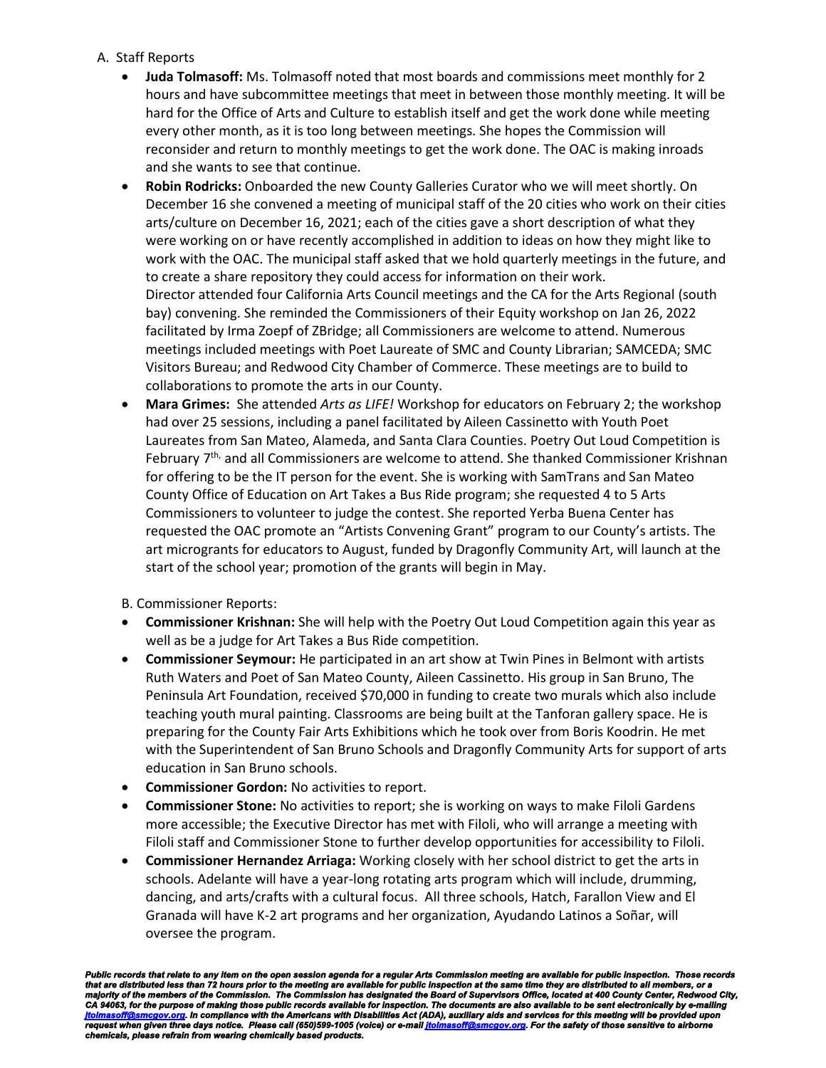A. Staff Reports

- **Juda Tolmasoff:** Ms. Tolmasoff noted that most boards and commissions meet monthly for 2 hours and have subcommittee meetings that meet in between those monthly meeting. It will be hard for the Office of Arts and Culture to establish itself and get the work done while meeting every other month, as it is too long between meetings. She hopes the Commission will reconsider and return to monthly meetings to get the work done. The OAC is making inroads and she wants to see that continue.
- **Robin Rodricks:** Onboarded the new County Galleries Curator who we will meet shortly. On December 16 she convened a meeting of municipal staff of the 20 cities who work on their cities arts/culture on December 16, 2021; each of the cities gave a short description of what they were working on or have recently accomplished in addition to ideas on how they might like to work with the OAC. The municipal staff asked that we hold quarterly meetings in the future, and to create a share repository they could access for information on their work.
  Director attended four California Arts Council meetings and the CA for the Arts Regional (south bay) convening. She reminded the Commissioners of their Equity workshop on Jan 26, 2022 facilitated by Irma Zoepf of ZBridge; all Commissioners are welcome to attend. Numerous meetings included meetings with Poet Laureate of SMC and County Librarian; SAMCEDA; SMC Visitors Bureau; and Redwood City Chamber of Commerce. These meetings are to build to collaborations to promote the arts in our County.
- **Mara Grimes:** She attended *Arts as LIFE!* Workshop for educators on February 2; the workshop had over 25 sessions, including a panel facilitated by Aileen Cassinetto with Youth Poet Laureates from San Mateo, Alameda, and Santa Clara Counties. Poetry Out Loud Competition is February 7th, and all Commissioners are welcome to attend. She thanked Commissioner Krishnan for offering to be the IT person for the event. She is working with SamTrans and San Mateo County Office of Education on Art Takes a Bus Ride program; she requested 4 to 5 Arts Commissioners to volunteer to judge the contest. She reported Yerba Buena Center has requested the OAC promote an "Artists Convening Grant" program to our County's artists. The art micrograants for educators to August, funded by Dragonfly Community Art, will launch at the start of the school year; promotion of the grants will begin in May.

B. Commissioner Reports:

- **Commissioner Krishnan:** She will help with the Poetry Out Loud Competition again this year as well as be a judge for Art Takes a Bus Ride competition.
- **Commissioner Seymour:** He participated in an art show at Twin Pines in Belmont with artists Ruth Waters and Poet of San Mateo County, Aileen Cassinetto. His group in San Bruno, The Peninsula Art Foundation, received $70,000 in funding to create two murals which also include teaching youth mural painting. Classrooms are being built at the Tanforan gallery space. He is preparing for the County Fair Arts Exhibitions which he took over from Boris Koodrin. He met with the Superintendent of San Bruno Schools and Dragonfly Community Arts for support of arts education in San Bruno schools.
- **Commissioner Gordon:** No activities to report.
- **Commissioner Stone:** No activities to report; she is working on ways to make Filoli Gardens more accessible; the Executive Director has met with Filoli, who will arrange a meeting with Filoli staff and Commissioner Stone to further develop opportunities for accessibility to Filoli.
- **Commissioner Hernandez Arriaga:** Working closely with her school district to get the arts in schools. Adelante will have a year-long rotating arts program which will include, drumming, dancing, and arts/crafts with a cultural focus. All three schools, Hatch, Farallon View and El Granada will have K-2 art programs and her organization, Ayudando Latinos a Soñar, will oversee the program.

***Public records that relate to any item on the open session agenda for a regular Arts Commission meeting are available for public inspection. Those records that are distributed less than 72 hours prior to the meeting are available for public inspection at the same time they are distributed to all members, or a majority of the members of the Commission. The Commission has designated the Board of Supervisors Office, located at 400 County Center, Redwood City, CA 94063, for the purpose of making those public records available for inspection. The documents are also available to be sent electronically by e-mailing jtolmasoff@smcgov.org. In compliance with the Americans with Disabilities Act (ADA), auxiliary aids and services for this meeting will be provided upon request when given three days notice. Please call (650)599-1005 (voice) or e-mail jtolmasoff@smcgov.org. For the safety of those sensitive to airborne chemicals, please refrain from wearing chemically based products.***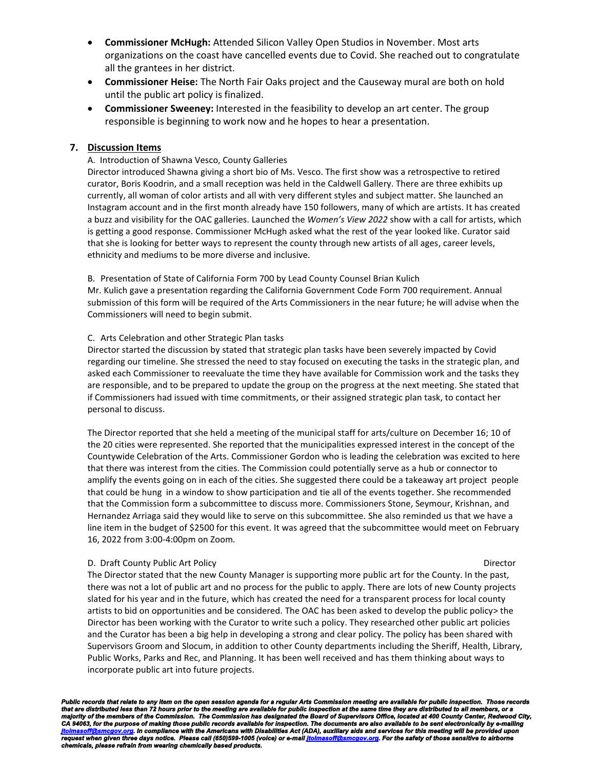- **Commissioner McHugh:** Attended Silicon Valley Open Studios in November. Most arts organizations on the coast have cancelled events due to Covid. She reached out to congratulate all the grantees in her district.
- **Commissioner Heise:** The North Fair Oaks project and the Causeway mural are both on hold until the public art policy is finalized.
- **Commissioner Sweeney:** Interested in the feasibility to develop an art center. The group responsible is beginning to work now and he hopes to hear a presentation.

## 7. Discussion Items

A. Introduction of Shawna Vesco, County Galleries

Director introduced Shawna giving a short bio of Ms. Vesco. The first show was a retrospective to retired curator, Boris Koodrin, and a small reception was held in the Caldwell Gallery. There are three exhibits up currently, all woman of color artists and all with very different styles and subject matter. She launched an Instagram account and in the first month already have 150 followers, many of which are artists. It has created a buzz and visibility for the OAC galleries. Launched the *Women's View 2022* show with a call for artists, which is getting a good response. Commissioner McHugh asked what the rest of the year looked like. Curator said that she is looking for better ways to represent the county through new artists of all ages, career levels, ethnicity and mediums to be more diverse and inclusive.

B. Presentation of State of California Form 700 by Lead County Counsel Brian Kulich

Mr. Kulich gave a presentation regarding the California Government Code Form 700 requirement. Annual submission of this form will be required of the Arts Commissioners in the near future; he will advise when the Commissioners will need to begin submit.

C. Arts Celebration and other Strategic Plan tasks

Director started the discussion by stated that strategic plan tasks have been severely impacted by Covid regarding our timeline. She stressed the need to stay focused on executing the tasks in the strategic plan, and asked each Commissioner to reevaluate the time they have available for Commission work and the tasks they are responsible, and to be prepared to update the group on the progress at the next meeting. She stated that if Commissioners had issued with time commitments, or their assigned strategic plan task, to contact her personal to discuss.

The Director reported that she held a meeting of the municipal staff for arts/culture on December 16; 10 of the 20 cities were represented. She reported that the municipalities expressed interest in the concept of the Countywide Celebration of the Arts. Commissioner Gordon who is leading the celebration was excited to here that there was interest from the cities. The Commission could potentially serve as a hub or connector to amplify the events going on in each of the cities. She suggested there could be a takeaway art project people that could be hung in a window to show participation and tie all of the events together. She recommended that the Commission form a subcommittee to discuss more. Commissioners Stone, Seymour, Krishnan, and Hernandez Arriaga said they would like to serve on this subcommittee. She also reminded us that we have a line item in the budget of $2500 for this event. It was agreed that the subcommittee would meet on February 16, 2022 from 3:00-4:00pm on Zoom.

D. Draft County Public Art Policy — Director

The Director stated that the new County Manager is supporting more public art for the County. In the past, there was not a lot of public art and no process for the public to apply. There are lots of new County projects slated for his year and in the future, which has created the need for a transparent process for local county artists to bid on opportunities and be considered. The OAC has been asked to develop the public policy> the Director has been working with the Curator to write such a policy. They researched other public art policies and the Curator has been a big help in developing a strong and clear policy. The policy has been shared with Supervisors Groom and Slocum, in addition to other County departments including the Sheriff, Health, Library, Public Works, Parks and Rec, and Planning. It has been well received and has them thinking about ways to incorporate public art into future projects.

***Public records that relate to any item on the open session agenda for a regular Arts Commission meeting are available for public inspection. Those records that are distributed less than 72 hours prior to the meeting are available for public inspection at the same time they are distributed to all members, or a majority of the members of the Commission. The Commission has designated the Board of Supervisors Office, located at 400 County Center, Redwood City, CA 94063, for the purpose of making those public records available for inspection. The documents are also available to be sent electronically by e-mailing jtolmasoff@smcgov.org. In compliance with the Americans with Disabilities Act (ADA), auxiliary aids and services for this meeting will be provided upon request when given three days notice. Please call (650)599-1005 (voice) or e-mail jtolmasoff@smcgov.org. For the safety of those sensitive to airborne chemicals, please refrain from wearing chemically based products.***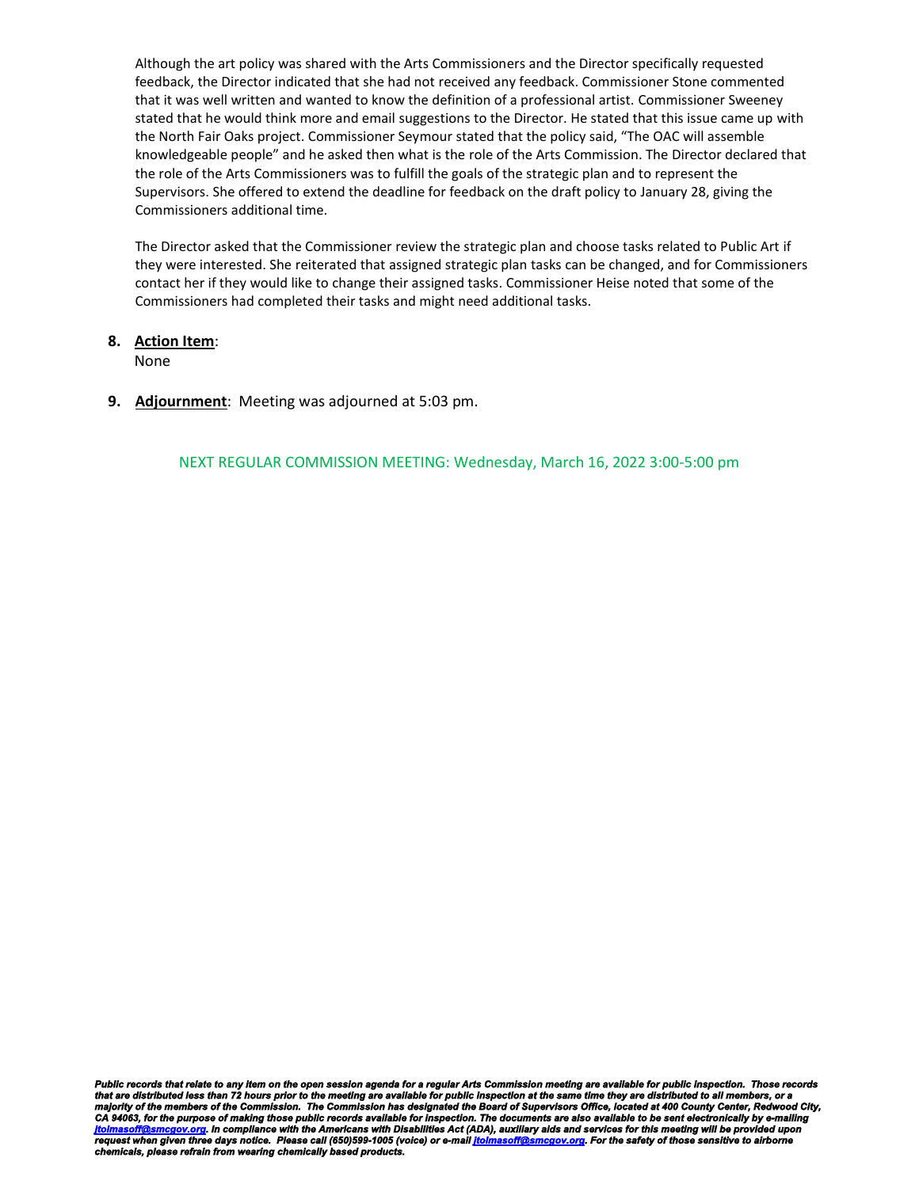Although the art policy was shared with the Arts Commissioners and the Director specifically requested feedback, the Director indicated that she had not received any feedback. Commissioner Stone commented that it was well written and wanted to know the definition of a professional artist. Commissioner Sweeney stated that he would think more and email suggestions to the Director. He stated that this issue came up with the North Fair Oaks project. Commissioner Seymour stated that the policy said, "The OAC will assemble knowledgeable people" and he asked then what is the role of the Arts Commission. The Director declared that the role of the Arts Commissioners was to fulfill the goals of the strategic plan and to represent the Supervisors. She offered to extend the deadline for feedback on the draft policy to January 28, giving the Commissioners additional time.

The Director asked that the Commissioner review the strategic plan and choose tasks related to Public Art if they were interested. She reiterated that assigned strategic plan tasks can be changed, and for Commissioners contact her if they would like to change their assigned tasks. Commissioner Heise noted that some of the Commissioners had completed their tasks and might need additional tasks.

8. **Action Item**:
   None

9. **Adjournment**: Meeting was adjourned at 5:03 pm.

NEXT REGULAR COMMISSION MEETING: Wednesday, March 16, 2022 3:00-5:00 pm

***Public records that relate to any item on the open session agenda for a regular Arts Commission meeting are available for public inspection. Those records that are distributed less than 72 hours prior to the meeting are available for public inspection at the same time they are distributed to all members, or a majority of the members of the Commission. The Commission has designated the Board of Supervisors Office, located at 400 County Center, Redwood City, CA 94063, for the purpose of making those public records available for inspection. The documents are also available to be sent electronically by e-mailing jtolmasoff@smcgov.org. In compliance with the Americans with Disabilities Act (ADA), auxiliary aids and services for this meeting will be provided upon request when given three days notice. Please call (650)599-1005 (voice) or e-mail jtolmasoff@smcgov.org. For the safety of those sensitive to airborne chemicals, please refrain from wearing chemically based products.***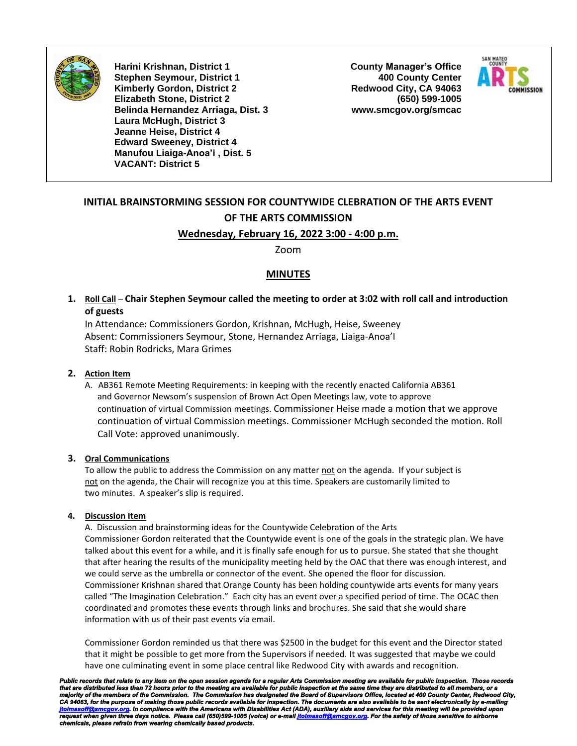**Harini Krishnan, District 1**
**Stephen Seymour, District 1**
**Kimberly Gordon, District 2**
**Elizabeth Stone, District 2**
**Belinda Hernandez Arriaga, Dist. 3**
**Laura McHugh, District 3**
**Jeanne Heise, District 4**
**Edward Sweeney, District 4**
**Manufou Liaiga-Anoa'i , Dist. 5**
**VACANT: District 5**

**County Manager's Office**
**400 County Center**
**Redwood City, CA 94063**
**(650) 599-1005**
**www.smcgov.org/smcac**

## INITIAL BRAINSTORMING SESSION FOR COUNTYWIDE CLEBRATION OF THE ARTS EVENT OF THE ARTS COMMISSION

**Wednesday, February 16, 2022 3:00 - 4:00 p.m.**

Zoom

## MINUTES

1. **Roll Call** – **Chair Stephen Seymour called the meeting to order at 3:02 with roll call and introduction of guests**
   In Attendance: Commissioners Gordon, Krishnan, McHugh, Heise, Sweeney
   Absent: Commissioners Seymour, Stone, Hernandez Arriaga, Liaiga-Anoa'I
   Staff: Robin Rodricks, Mara Grimes

2. **Action Item**
   A. AB361 Remote Meeting Requirements: in keeping with the recently enacted California AB361 and Governor Newsom's suspension of Brown Act Open Meetings law, vote to approve continuation of virtual Commission meetings. Commissioner Heise made a motion that we approve continuation of virtual Commission meetings. Commissioner McHugh seconded the motion. Roll Call Vote: approved unanimously.

3. **Oral Communications**
   To allow the public to address the Commission on any matter not on the agenda. If your subject is not on the agenda, the Chair will recognize you at this time. Speakers are customarily limited to two minutes. A speaker's slip is required.

4. **Discussion Item**
   A. Discussion and brainstorming ideas for the Countywide Celebration of the Arts
   Commissioner Gordon reiterated that the Countywide event is one of the goals in the strategic plan. We have talked about this event for a while, and it is finally safe enough for us to pursue. She stated that she thought that after hearing the results of the municipality meeting held by the OAC that there was enough interest, and we could serve as the umbrella or connector of the event. She opened the floor for discussion.
   Commissioner Krishnan shared that Orange County has been holding countywide arts events for many years called "The Imagination Celebration." Each city has an event over a specified period of time. The OCAC then coordinated and promotes these events through links and brochures. She said that she would share information with us of their past events via email.

   Commissioner Gordon reminded us that there was $2500 in the budget for this event and the Director stated that it might be possible to get more from the Supervisors if needed. It was suggested that maybe we could have one culminating event in some place central like Redwood City with awards and recognition.

***Public records that relate to any item on the open session agenda for a regular Arts Commission meeting are available for public inspection. Those records that are distributed less than 72 hours prior to the meeting are available for public inspection at the same time they are distributed to all members, or a majority of the members of the Commission. The Commission has designated the Board of Supervisors Office, located at 400 County Center, Redwood City, CA 94063, for the purpose of making those public records available for inspection. The documents are also available to be sent electronically by e-mailing jtolmasoff@smcgov.org. In compliance with the Americans with Disabilities Act (ADA), auxiliary aids and services for this meeting will be provided upon request when given three days notice. Please call (650)599-1005 (voice) or e-mail jtolmasoff@smcgov.org. For the safety of those sensitive to airborne chemicals, please refrain from wearing chemically based products.***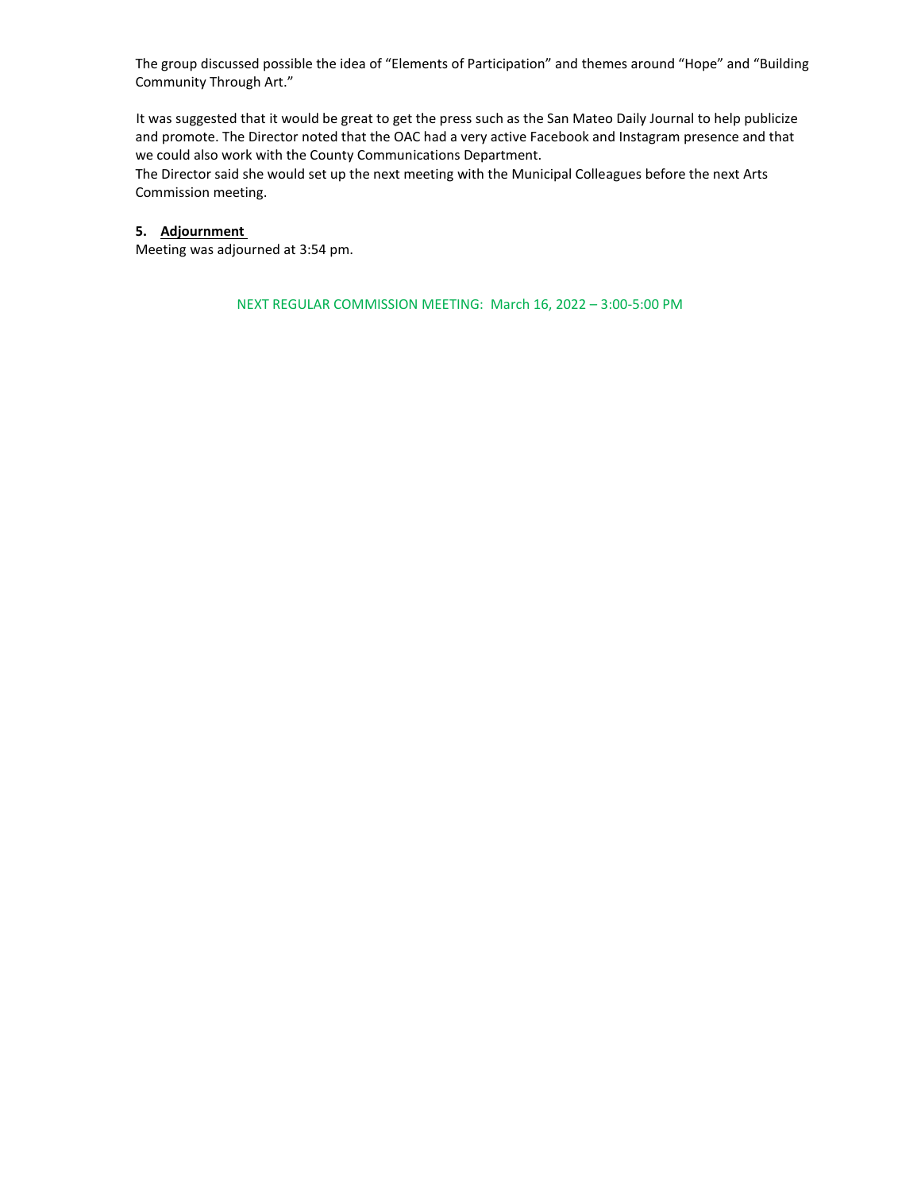The group discussed possible the idea of "Elements of Participation" and themes around "Hope" and "Building Community Through Art."

It was suggested that it would be great to get the press such as the San Mateo Daily Journal to help publicize and promote. The Director noted that the OAC had a very active Facebook and Instagram presence and that we could also work with the County Communications Department.
The Director said she would set up the next meeting with the Municipal Colleagues before the next Arts Commission meeting.

**5. Adjournment**

Meeting was adjourned at 3:54 pm.

NEXT REGULAR COMMISSION MEETING: March 16, 2022 – 3:00-5:00 PM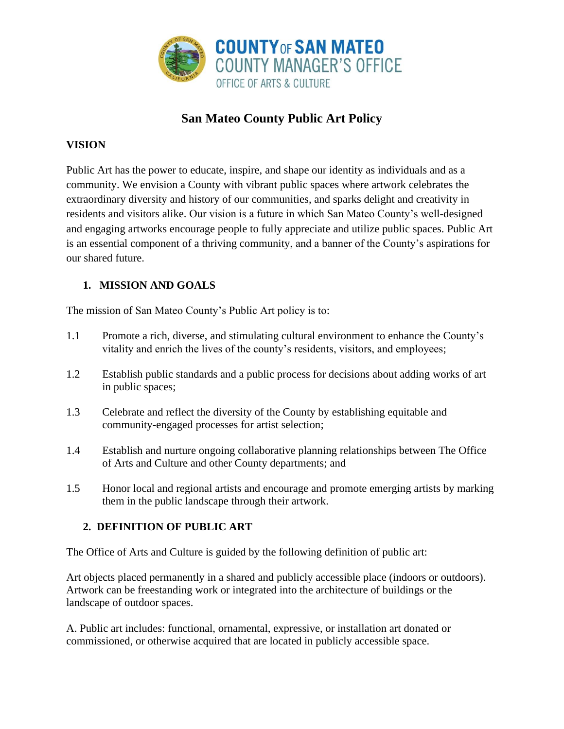COUNTY OF SAN MATEO
COUNTY MANAGER'S OFFICE
OFFICE OF ARTS & CULTURE

# San Mateo County Public Art Policy

## VISION

Public Art has the power to educate, inspire, and shape our identity as individuals and as a community. We envision a County with vibrant public spaces where artwork celebrates the extraordinary diversity and history of our communities, and sparks delight and creativity in residents and visitors alike. Our vision is a future in which San Mateo County's well-designed and engaging artworks encourage people to fully appreciate and utilize public spaces. Public Art is an essential component of a thriving community, and a banner of the County's aspirations for our shared future.

## 1. MISSION AND GOALS

The mission of San Mateo County's Public Art policy is to:

1.1 Promote a rich, diverse, and stimulating cultural environment to enhance the County's vitality and enrich the lives of the county's residents, visitors, and employees;

1.2 Establish public standards and a public process for decisions about adding works of art in public spaces;

1.3 Celebrate and reflect the diversity of the County by establishing equitable and community-engaged processes for artist selection;

1.4 Establish and nurture ongoing collaborative planning relationships between The Office of Arts and Culture and other County departments; and

1.5 Honor local and regional artists and encourage and promote emerging artists by marking them in the public landscape through their artwork.

## 2. DEFINITION OF PUBLIC ART

The Office of Arts and Culture is guided by the following definition of public art:

Art objects placed permanently in a shared and publicly accessible place (indoors or outdoors). Artwork can be freestanding work or integrated into the architecture of buildings or the landscape of outdoor spaces.

A. Public art includes: functional, ornamental, expressive, or installation art donated or commissioned, or otherwise acquired that are located in publicly accessible space.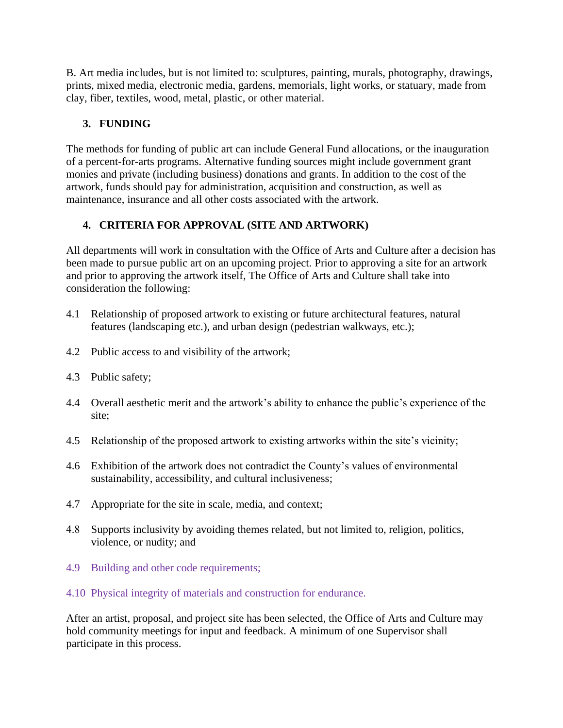B. Art media includes, but is not limited to: sculptures, painting, murals, photography, drawings, prints, mixed media, electronic media, gardens, memorials, light works, or statuary, made from clay, fiber, textiles, wood, metal, plastic, or other material.

## 3. FUNDING

The methods for funding of public art can include General Fund allocations, or the inauguration of a percent-for-arts programs. Alternative funding sources might include government grant monies and private (including business) donations and grants. In addition to the cost of the artwork, funds should pay for administration, acquisition and construction, as well as maintenance, insurance and all other costs associated with the artwork.

## 4. CRITERIA FOR APPROVAL (SITE AND ARTWORK)

All departments will work in consultation with the Office of Arts and Culture after a decision has been made to pursue public art on an upcoming project. Prior to approving a site for an artwork and prior to approving the artwork itself, The Office of Arts and Culture shall take into consideration the following:

4.1 Relationship of proposed artwork to existing or future architectural features, natural features (landscaping etc.), and urban design (pedestrian walkways, etc.);

4.2 Public access to and visibility of the artwork;

4.3 Public safety;

4.4 Overall aesthetic merit and the artwork's ability to enhance the public's experience of the site;

4.5 Relationship of the proposed artwork to existing artworks within the site's vicinity;

4.6 Exhibition of the artwork does not contradict the County's values of environmental sustainability, accessibility, and cultural inclusiveness;

4.7 Appropriate for the site in scale, media, and context;

4.8 Supports inclusivity by avoiding themes related, but not limited to, religion, politics, violence, or nudity; and

4.9 Building and other code requirements;

4.10 Physical integrity of materials and construction for endurance.

After an artist, proposal, and project site has been selected, the Office of Arts and Culture may hold community meetings for input and feedback. A minimum of one Supervisor shall participate in this process.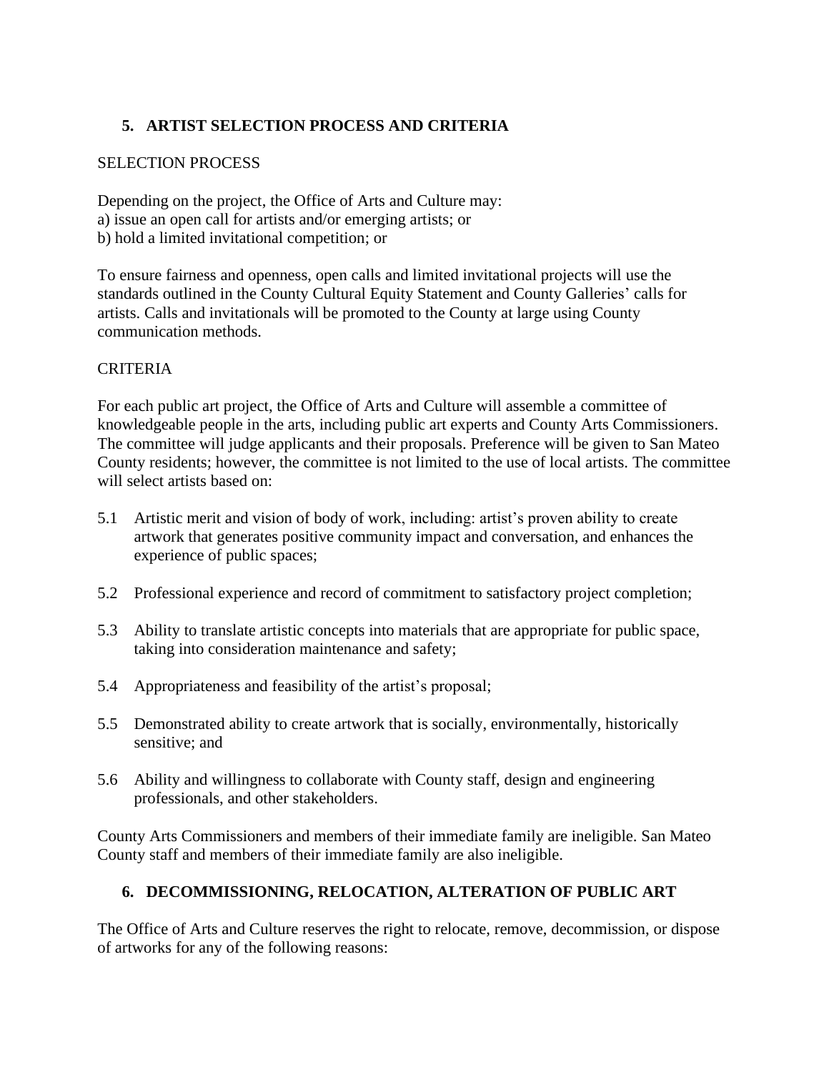## 5. ARTIST SELECTION PROCESS AND CRITERIA

SELECTION PROCESS

Depending on the project, the Office of Arts and Culture may:
a) issue an open call for artists and/or emerging artists; or
b) hold a limited invitational competition; or

To ensure fairness and openness, open calls and limited invitational projects will use the standards outlined in the County Cultural Equity Statement and County Galleries' calls for artists. Calls and invitationals will be promoted to the County at large using County communication methods.

CRITERIA

For each public art project, the Office of Arts and Culture will assemble a committee of knowledgeable people in the arts, including public art experts and County Arts Commissioners. The committee will judge applicants and their proposals. Preference will be given to San Mateo County residents; however, the committee is not limited to the use of local artists. The committee will select artists based on:

5.1 Artistic merit and vision of body of work, including: artist's proven ability to create artwork that generates positive community impact and conversation, and enhances the experience of public spaces;

5.2 Professional experience and record of commitment to satisfactory project completion;

5.3 Ability to translate artistic concepts into materials that are appropriate for public space, taking into consideration maintenance and safety;

5.4 Appropriateness and feasibility of the artist's proposal;

5.5 Demonstrated ability to create artwork that is socially, environmentally, historically sensitive; and

5.6 Ability and willingness to collaborate with County staff, design and engineering professionals, and other stakeholders.

County Arts Commissioners and members of their immediate family are ineligible. San Mateo County staff and members of their immediate family are also ineligible.

## 6. DECOMMISSIONING, RELOCATION, ALTERATION OF PUBLIC ART

The Office of Arts and Culture reserves the right to relocate, remove, decommission, or dispose of artworks for any of the following reasons: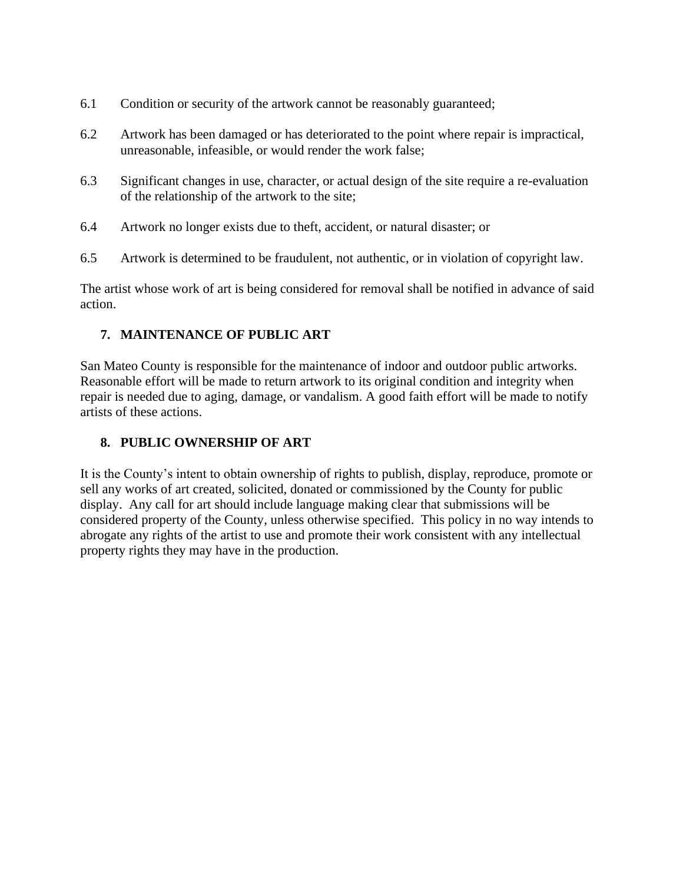6.1 Condition or security of the artwork cannot be reasonably guaranteed;

6.2 Artwork has been damaged or has deteriorated to the point where repair is impractical, unreasonable, infeasible, or would render the work false;

6.3 Significant changes in use, character, or actual design of the site require a re-evaluation of the relationship of the artwork to the site;

6.4 Artwork no longer exists due to theft, accident, or natural disaster; or

6.5 Artwork is determined to be fraudulent, not authentic, or in violation of copyright law.

The artist whose work of art is being considered for removal shall be notified in advance of said action.

## 7. MAINTENANCE OF PUBLIC ART

San Mateo County is responsible for the maintenance of indoor and outdoor public artworks. Reasonable effort will be made to return artwork to its original condition and integrity when repair is needed due to aging, damage, or vandalism. A good faith effort will be made to notify artists of these actions.

## 8. PUBLIC OWNERSHIP OF ART

It is the County's intent to obtain ownership of rights to publish, display, reproduce, promote or sell any works of art created, solicited, donated or commissioned by the County for public display. Any call for art should include language making clear that submissions will be considered property of the County, unless otherwise specified. This policy in no way intends to abrogate any rights of the artist to use and promote their work consistent with any intellectual property rights they may have in the production.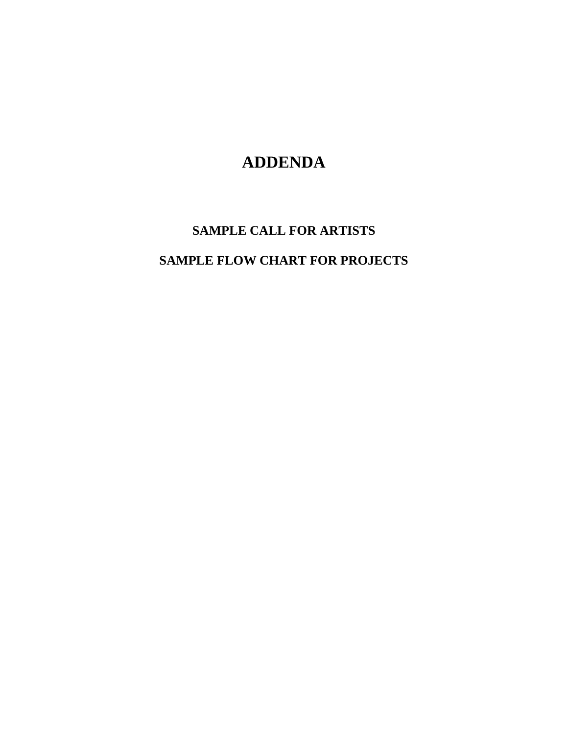# ADDENDA

## SAMPLE CALL FOR ARTISTS

## SAMPLE FLOW CHART FOR PROJECTS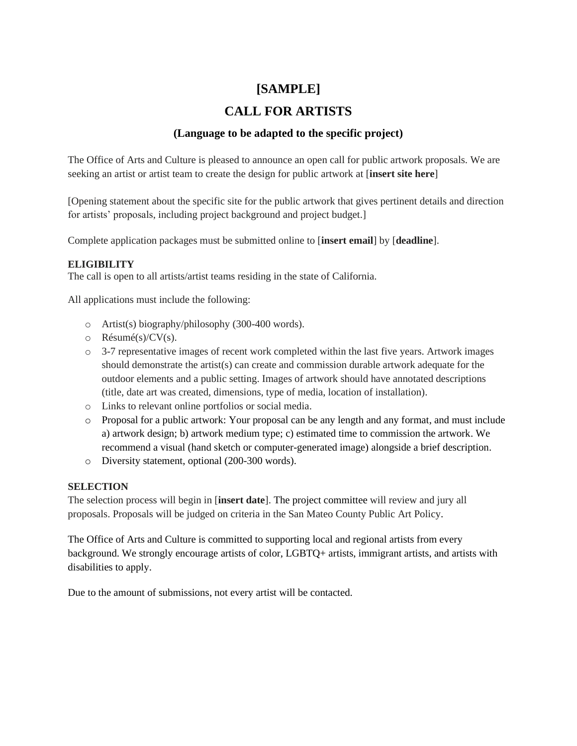# [SAMPLE]

# CALL FOR ARTISTS

### (Language to be adapted to the specific project)

The Office of Arts and Culture is pleased to announce an open call for public artwork proposals. We are seeking an artist or artist team to create the design for public artwork at [**insert site here**]

[Opening statement about the specific site for the public artwork that gives pertinent details and direction for artists' proposals, including project background and project budget.]

Complete application packages must be submitted online to [**insert email**] by [**deadline**].

**ELIGIBILITY**
The call is open to all artists/artist teams residing in the state of California.

All applications must include the following:

- Artist(s) biography/philosophy (300-400 words).
- Résumé(s)/CV(s).
- 3-7 representative images of recent work completed within the last five years. Artwork images should demonstrate the artist(s) can create and commission durable artwork adequate for the outdoor elements and a public setting. Images of artwork should have annotated descriptions (title, date art was created, dimensions, type of media, location of installation).
- Links to relevant online portfolios or social media.
- Proposal for a public artwork: Your proposal can be any length and any format, and must include a) artwork design; b) artwork medium type; c) estimated time to commission the artwork. We recommend a visual (hand sketch or computer-generated image) alongside a brief description.
- Diversity statement, optional (200-300 words).

**SELECTION**
The selection process will begin in [**insert date**]. The project committee will review and jury all proposals. Proposals will be judged on criteria in the San Mateo County Public Art Policy.

The Office of Arts and Culture is committed to supporting local and regional artists from every background. We strongly encourage artists of color, LGBTQ+ artists, immigrant artists, and artists with disabilities to apply.

Due to the amount of submissions, not every artist will be contacted.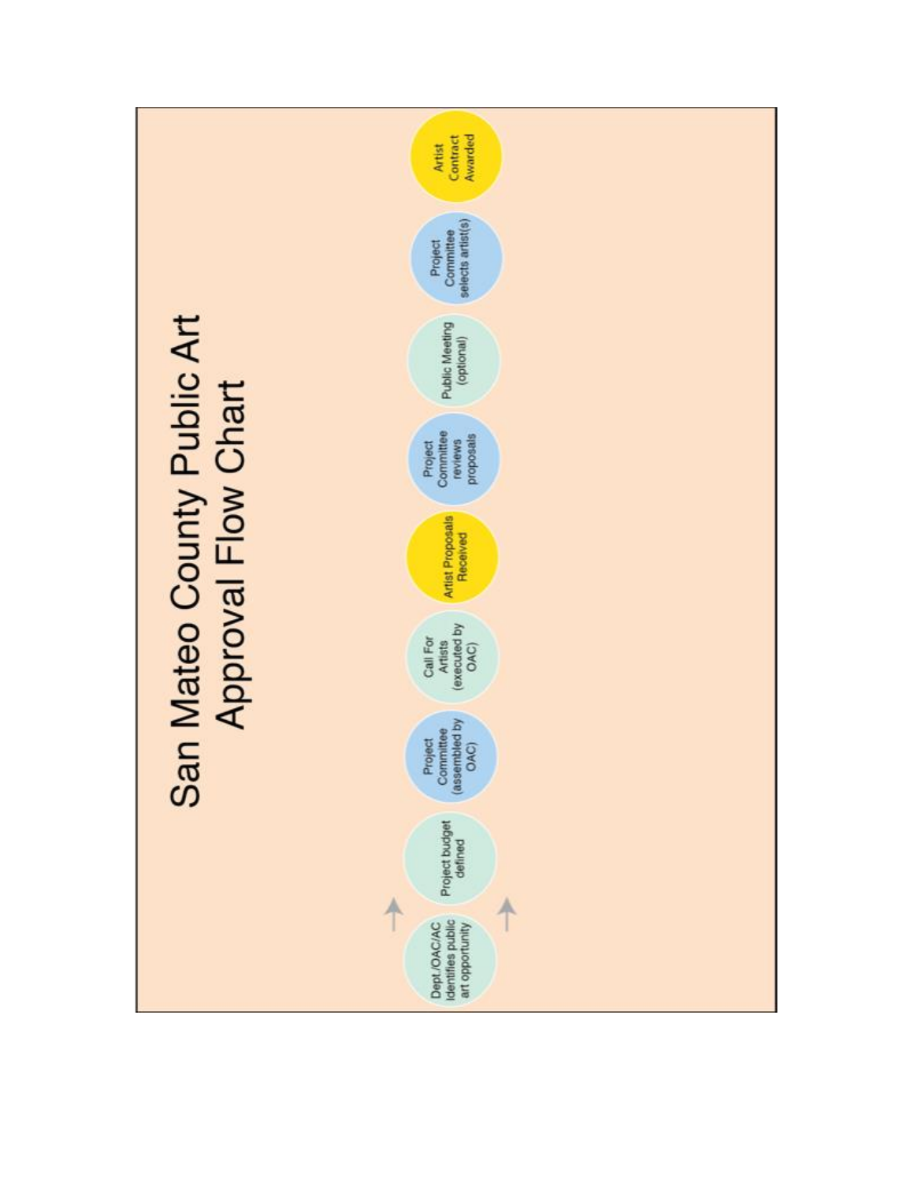# San Mateo County Public Art Approval Flow Chart

Dept./OAC/AC Identifies public art opportunity

Project budget defined

Project Committee (assembled by OAC)

Call For Artists (executed by OAC)

Artist Proposals Received

Project Committee reviews proposals

Public Meeting (optional)

Project Committee selects artist(s)

Artist Contract Awarded